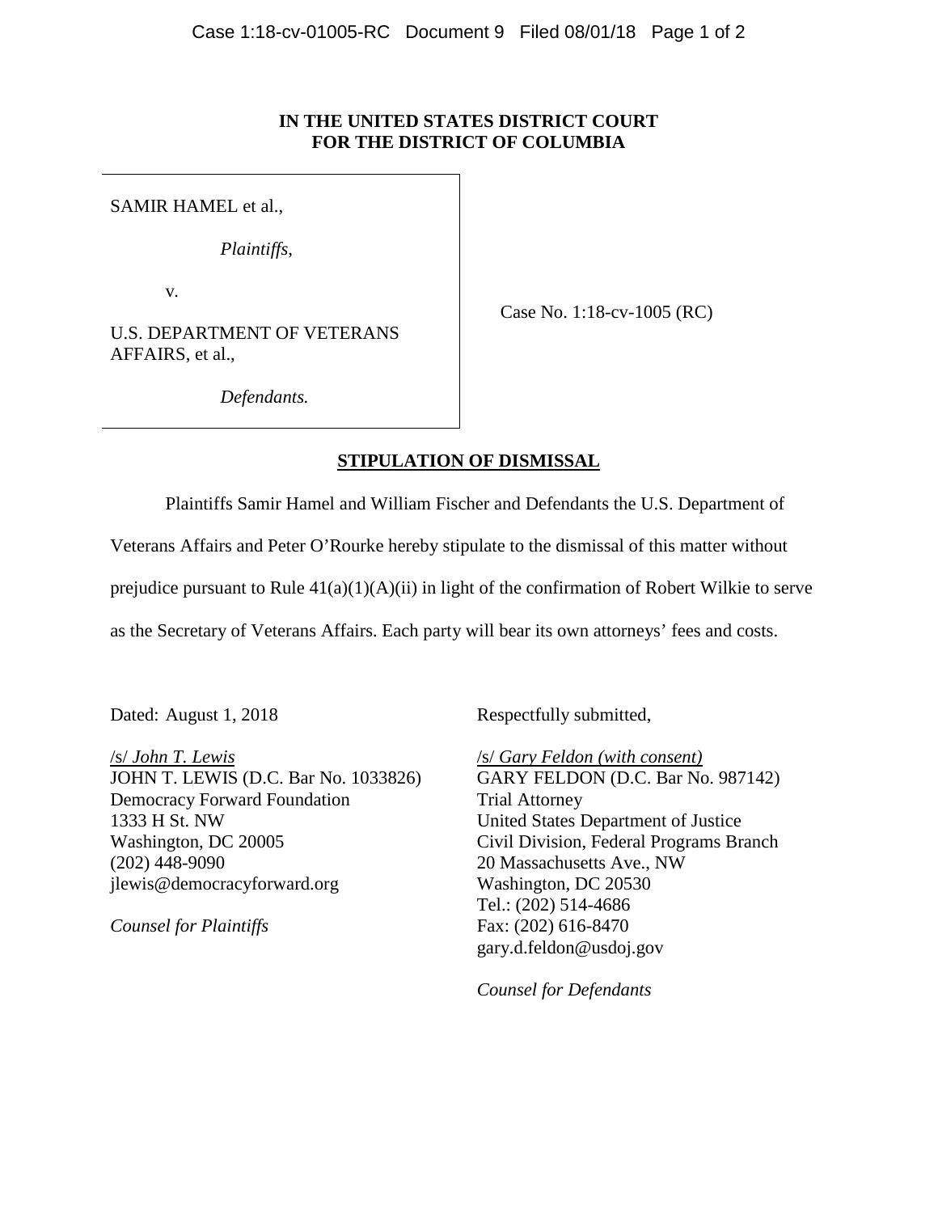**IN THE UNITED STATES DISTRICT COURT**
**FOR THE DISTRICT OF COLUMBIA**

SAMIR HAMEL et al.,

*Plaintiffs*,

v.

U.S. DEPARTMENT OF VETERANS AFFAIRS, et al.,

*Defendants.*

Case No. 1:18-cv-1005 (RC)

## STIPULATION OF DISMISSAL

Plaintiffs Samir Hamel and William Fischer and Defendants the U.S. Department of Veterans Affairs and Peter O'Rourke hereby stipulate to the dismissal of this matter without prejudice pursuant to Rule 41(a)(1)(A)(ii) in light of the confirmation of Robert Wilkie to serve as the Secretary of Veterans Affairs. Each party will bear its own attorneys' fees and costs.

Dated: August 1, 2018

/s/ *John T. Lewis*
JOHN T. LEWIS (D.C. Bar No. 1033826)
Democracy Forward Foundation
1333 H St. NW
Washington, DC 20005
(202) 448-9090
jlewis@democracyforward.org

*Counsel for Plaintiffs*

Respectfully submitted,

/s/ *Gary Feldon (with consent)*
GARY FELDON (D.C. Bar No. 987142)
Trial Attorney
United States Department of Justice
Civil Division, Federal Programs Branch
20 Massachusetts Ave., NW
Washington, DC 20530
Tel.: (202) 514-4686
Fax: (202) 616-8470
gary.d.feldon@usdoj.gov

*Counsel for Defendants*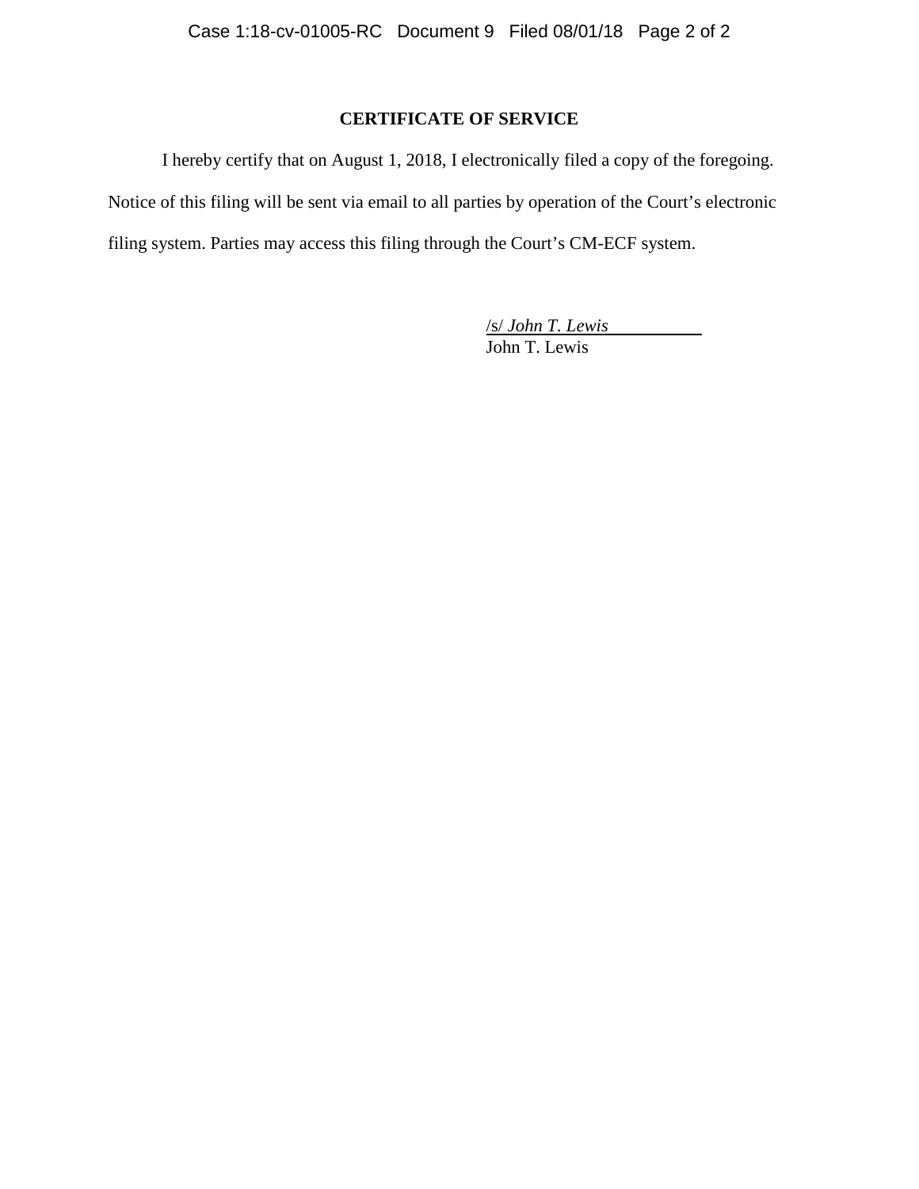**CERTIFICATE OF SERVICE**

I hereby certify that on August 1, 2018, I electronically filed a copy of the foregoing. Notice of this filing will be sent via email to all parties by operation of the Court's electronic filing system. Parties may access this filing through the Court's CM-ECF system.

/s/ *John T. Lewis*
John T. Lewis